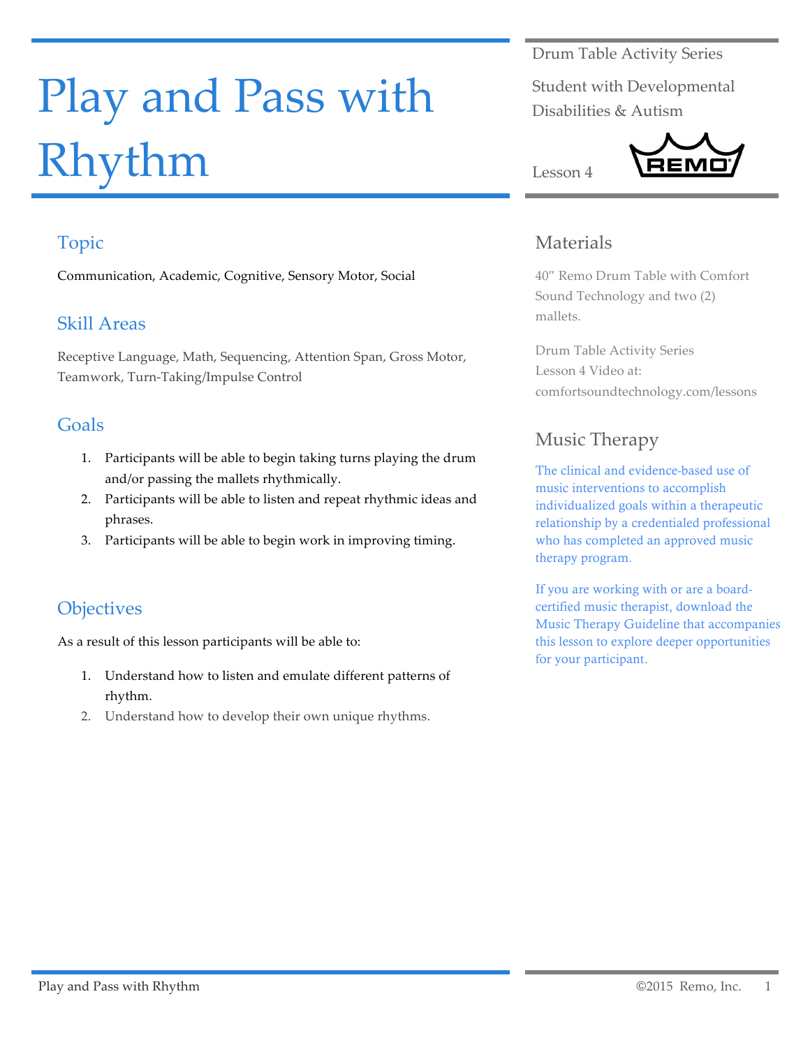# Play and Pass with Rhythm

Drum Table Activity Series

Student with Developmental Disabilities & Autism

Lesson 4

## Topic

Communication, Academic, Cognitive, Sensory Motor, Social

## Skill Areas

Receptive Language, Math, Sequencing, Attention Span, Gross Motor, Teamwork, Turn-Taking/Impulse Control

## Goals

1. Participants will be able to begin taking turns playing the drum and/or passing the mallets rhythmically.
2. Participants will be able to listen and repeat rhythmic ideas and phrases.
3. Participants will be able to begin work in improving timing.

## Objectives

As a result of this lesson participants will be able to:

1. Understand how to listen and emulate different patterns of rhythm.
2. Understand how to develop their own unique rhythms.

## Materials

40" Remo Drum Table with Comfort Sound Technology and two (2) mallets.

Drum Table Activity Series Lesson 4 Video at: comfortsoundtechnology.com/lessons

## Music Therapy

The clinical and evidence-based use of music interventions to accomplish individualized goals within a therapeutic relationship by a credentialed professional who has completed an approved music therapy program.

If you are working with or are a board-certified music therapist, download the Music Therapy Guideline that accompanies this lesson to explore deeper opportunities for your participant.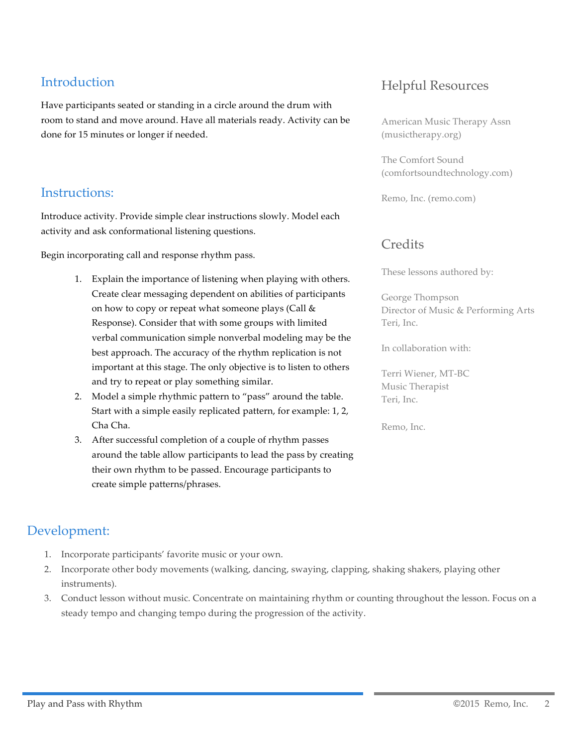## Introduction

Have participants seated or standing in a circle around the drum with room to stand and move around. Have all materials ready. Activity can be done for 15 minutes or longer if needed.

## Instructions:

Introduce activity. Provide simple clear instructions slowly. Model each activity and ask conformational listening questions.

Begin incorporating call and response rhythm pass.

1. Explain the importance of listening when playing with others. Create clear messaging dependent on abilities of participants on how to copy or repeat what someone plays (Call & Response). Consider that with some groups with limited verbal communication simple nonverbal modeling may be the best approach. The accuracy of the rhythm replication is not important at this stage. The only objective is to listen to others and try to repeat or play something similar.
2. Model a simple rhythmic pattern to "pass" around the table. Start with a simple easily replicated pattern, for example: 1, 2, Cha Cha.
3. After successful completion of a couple of rhythm passes around the table allow participants to lead the pass by creating their own rhythm to be passed. Encourage participants to create simple patterns/phrases.

## Helpful Resources

American Music Therapy Assn (musictherapy.org)

The Comfort Sound (comfortsoundtechnology.com)

Remo, Inc. (remo.com)

## Credits

These lessons authored by:

George Thompson
Director of Music & Performing Arts
Teri, Inc.

In collaboration with:

Terri Wiener, MT-BC
Music Therapist
Teri, Inc.

Remo, Inc.

## Development:

1. Incorporate participants' favorite music or your own.
2. Incorporate other body movements (walking, dancing, swaying, clapping, shaking shakers, playing other instruments).
3. Conduct lesson without music. Concentrate on maintaining rhythm or counting throughout the lesson. Focus on a steady tempo and changing tempo during the progression of the activity.